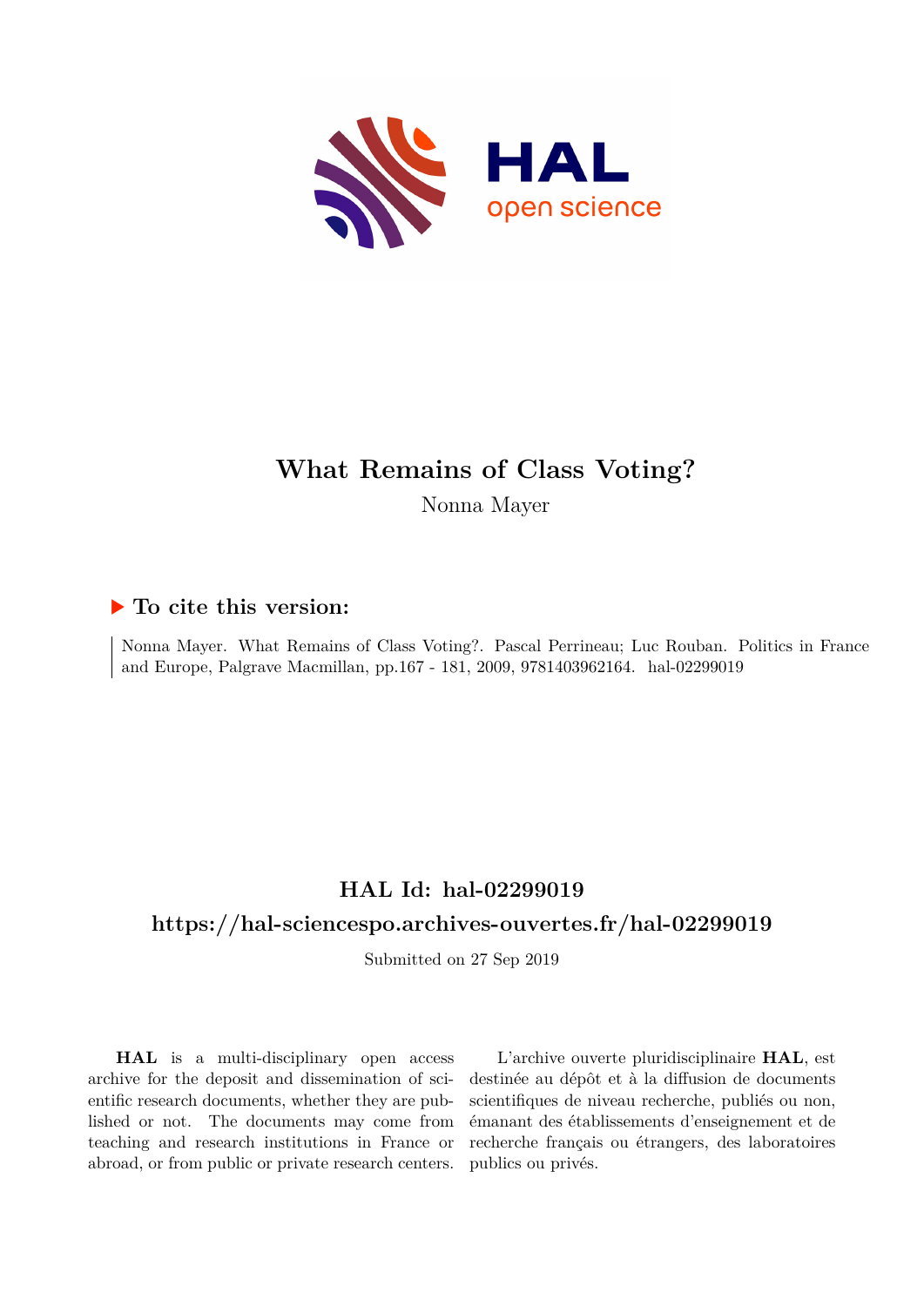# What Remains of Class Voting?

Nonna Mayer

## ▶ To cite this version:

Nonna Mayer. What Remains of Class Voting?. Pascal Perrineau; Luc Rouban. Politics in France and Europe, Palgrave Macmillan, pp.167 - 181, 2009, 9781403962164. hal-02299019

## HAL Id: hal-02299019

## https://hal-sciencespo.archives-ouvertes.fr/hal-02299019

Submitted on 27 Sep 2019

**HAL** is a multi-disciplinary open access archive for the deposit and dissemination of scientific research documents, whether they are published or not. The documents may come from teaching and research institutions in France or abroad, or from public or private research centers.

L'archive ouverte pluridisciplinaire **HAL**, est destinée au dépôt et à la diffusion de documents scientifiques de niveau recherche, publiés ou non, émanant des établissements d'enseignement et de recherche français ou étrangers, des laboratoires publics ou privés.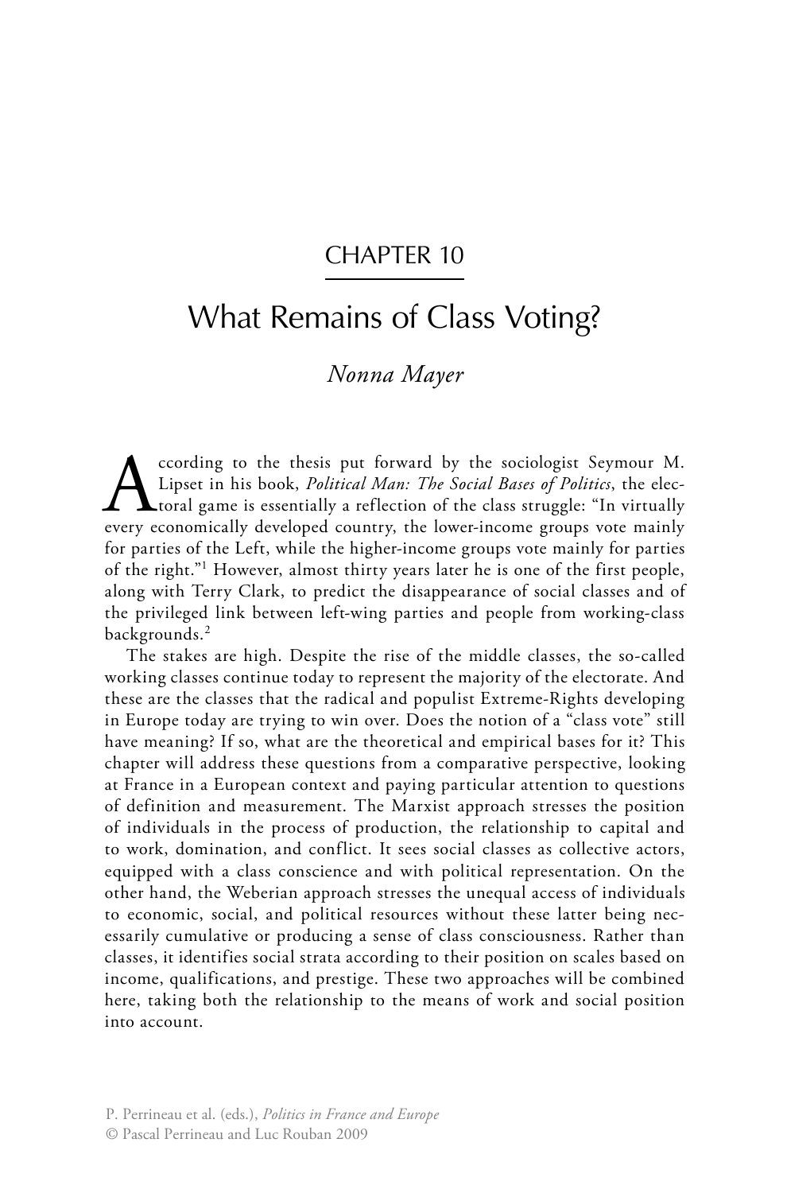# CHAPTER 10

# What Remains of Class Voting?

*Nonna Mayer*

According to the thesis put forward by the sociologist Seymour M. Lipset in his book, *Political Man: The Social Bases of Politics*, the electoral game is essentially a reflection of the class struggle: "In virtually every economically developed country, the lower-income groups vote mainly for parties of the Left, while the higher-income groups vote mainly for parties of the right."[1] However, almost thirty years later he is one of the first people, along with Terry Clark, to predict the disappearance of social classes and of the privileged link between left-wing parties and people from working-class backgrounds.[2]

The stakes are high. Despite the rise of the middle classes, the so-called working classes continue today to represent the majority of the electorate. And these are the classes that the radical and populist Extreme-Rights developing in Europe today are trying to win over. Does the notion of a "class vote" still have meaning? If so, what are the theoretical and empirical bases for it? This chapter will address these questions from a comparative perspective, looking at France in a European context and paying particular attention to questions of definition and measurement. The Marxist approach stresses the position of individuals in the process of production, the relationship to capital and to work, domination, and conflict. It sees social classes as collective actors, equipped with a class conscience and with political representation. On the other hand, the Weberian approach stresses the unequal access of individuals to economic, social, and political resources without these latter being necessarily cumulative or producing a sense of class consciousness. Rather than classes, it identifies social strata according to their position on scales based on income, qualifications, and prestige. These two approaches will be combined here, taking both the relationship to the means of work and social position into account.

P. Perrineau et al. (eds.), *Politics in France and Europe*
© Pascal Perrineau and Luc Rouban 2009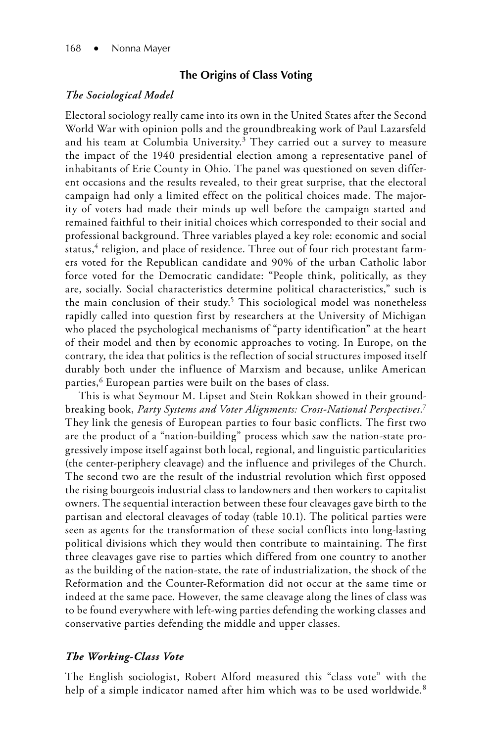## The Origins of Class Voting

### *The Sociological Model*

Electoral sociology really came into its own in the United States after the Second World War with opinion polls and the groundbreaking work of Paul Lazarsfeld and his team at Columbia University.[3] They carried out a survey to measure the impact of the 1940 presidential election among a representative panel of inhabitants of Erie County in Ohio. The panel was questioned on seven different occasions and the results revealed, to their great surprise, that the electoral campaign had only a limited effect on the political choices made. The majority of voters had made their minds up well before the campaign started and remained faithful to their initial choices which corresponded to their social and professional background. Three variables played a key role: economic and social status,[4] religion, and place of residence. Three out of four rich protestant farmers voted for the Republican candidate and 90% of the urban Catholic labor force voted for the Democratic candidate: "People think, politically, as they are, socially. Social characteristics determine political characteristics," such is the main conclusion of their study.[5] This sociological model was nonetheless rapidly called into question first by researchers at the University of Michigan who placed the psychological mechanisms of "party identification" at the heart of their model and then by economic approaches to voting. In Europe, on the contrary, the idea that politics is the reflection of social structures imposed itself durably both under the influence of Marxism and because, unlike American parties,[6] European parties were built on the bases of class.

This is what Seymour M. Lipset and Stein Rokkan showed in their groundbreaking book, *Party Systems and Voter Alignments: Cross-National Perspectives*.[7] They link the genesis of European parties to four basic conflicts. The first two are the product of a "nation-building" process which saw the nation-state progressively impose itself against both local, regional, and linguistic particularities (the center-periphery cleavage) and the influence and privileges of the Church. The second two are the result of the industrial revolution which first opposed the rising bourgeois industrial class to landowners and then workers to capitalist owners. The sequential interaction between these four cleavages gave birth to the partisan and electoral cleavages of today (table 10.1). The political parties were seen as agents for the transformation of these social conflicts into long-lasting political divisions which they would then contribute to maintaining. The first three cleavages gave rise to parties which differed from one country to another as the building of the nation-state, the rate of industrialization, the shock of the Reformation and the Counter-Reformation did not occur at the same time or indeed at the same pace. However, the same cleavage along the lines of class was to be found everywhere with left-wing parties defending the working classes and conservative parties defending the middle and upper classes.

### *The Working-Class Vote*

The English sociologist, Robert Alford measured this "class vote" with the help of a simple indicator named after him which was to be used worldwide.[8]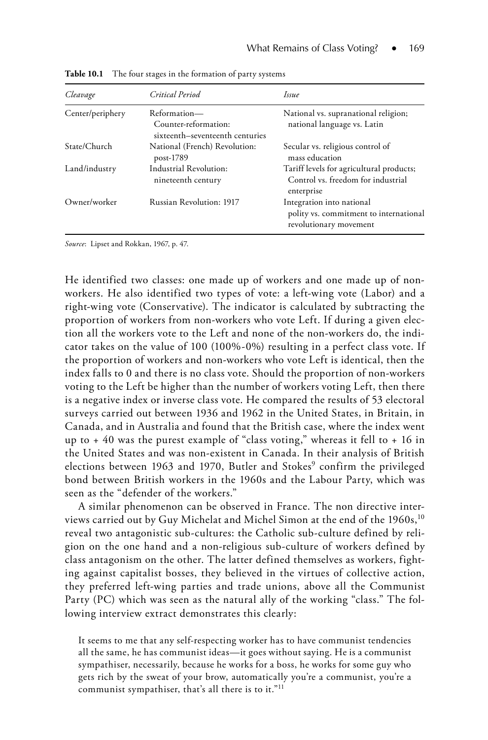**Table 10.1** The four stages in the formation of party systems

| *Cleavage* | *Critical Period* | *Issue* |
| --- | --- | --- |
| Center/periphery | Reformation—Counter-reformation: sixteenth–seventeenth centuries | National vs. supranational religion; national language vs. Latin |
| State/Church | National (French) Revolution: post-1789 | Secular vs. religious control of mass education |
| Land/industry | Industrial Revolution: nineteenth century | Tariff levels for agricultural products; Control vs. freedom for industrial enterprise |
| Owner/worker | Russian Revolution: 1917 | Integration into national polity vs. commitment to international revolutionary movement |

*Source*: Lipset and Rokkan, 1967, p. 47.

He identified two classes: one made up of workers and one made up of non-workers. He also identified two types of vote: a left-wing vote (Labor) and a right-wing vote (Conservative). The indicator is calculated by subtracting the proportion of workers from non-workers who vote Left. If during a given election all the workers vote to the Left and none of the non-workers do, the indicator takes on the value of 100 (100%-0%) resulting in a perfect class vote. If the proportion of workers and non-workers who vote Left is identical, then the index falls to 0 and there is no class vote. Should the proportion of non-workers voting to the Left be higher than the number of workers voting Left, then there is a negative index or inverse class vote. He compared the results of 53 electoral surveys carried out between 1936 and 1962 in the United States, in Britain, in Canada, and in Australia and found that the British case, where the index went up to + 40 was the purest example of "class voting," whereas it fell to + 16 in the United States and was non-existent in Canada. In their analysis of British elections between 1963 and 1970, Butler and Stokes[9] confirm the privileged bond between British workers in the 1960s and the Labour Party, which was seen as the "defender of the workers."

A similar phenomenon can be observed in France. The non directive interviews carried out by Guy Michelat and Michel Simon at the end of the 1960s,[10] reveal two antagonistic sub-cultures: the Catholic sub-culture defined by religion on the one hand and a non-religious sub-culture of workers defined by class antagonism on the other. The latter defined themselves as workers, fighting against capitalist bosses, they believed in the virtues of collective action, they preferred left-wing parties and trade unions, above all the Communist Party (PC) which was seen as the natural ally of the working "class." The following interview extract demonstrates this clearly:

> It seems to me that any self-respecting worker has to have communist tendencies all the same, he has communist ideas—it goes without saying. He is a communist sympathiser, necessarily, because he works for a boss, he works for some guy who gets rich by the sweat of your brow, automatically you're a communist, you're a communist sympathiser, that's all there is to it."[11]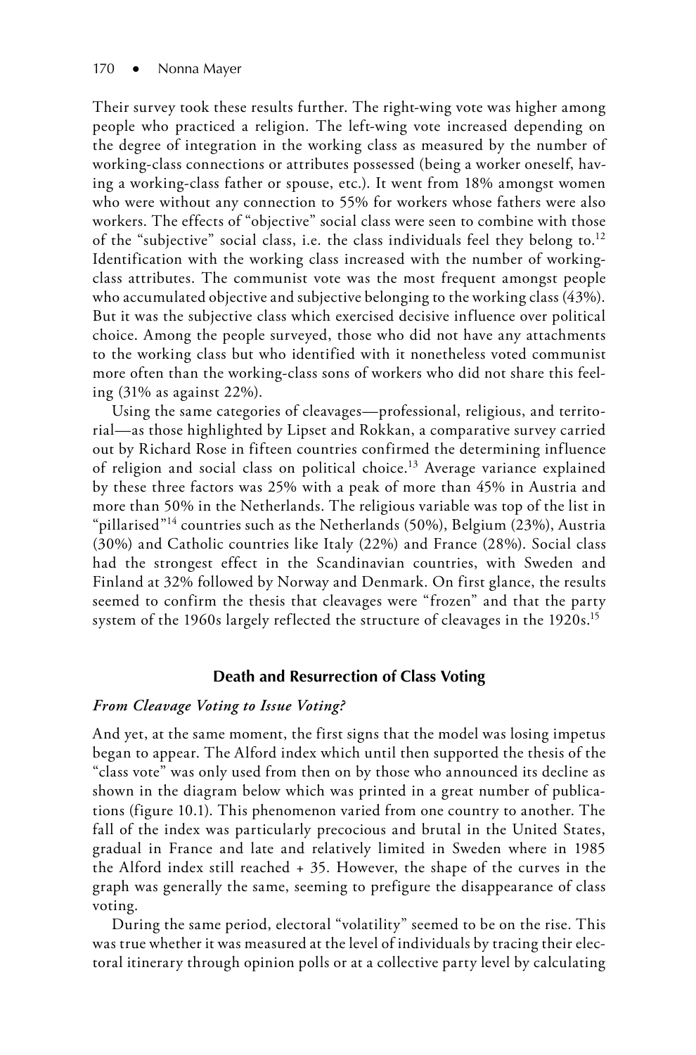Their survey took these results further. The right-wing vote was higher among people who practiced a religion. The left-wing vote increased depending on the degree of integration in the working class as measured by the number of working-class connections or attributes possessed (being a worker oneself, having a working-class father or spouse, etc.). It went from 18% amongst women who were without any connection to 55% for workers whose fathers were also workers. The effects of "objective" social class were seen to combine with those of the "subjective" social class, i.e. the class individuals feel they belong to.[12] Identification with the working class increased with the number of working-class attributes. The communist vote was the most frequent amongst people who accumulated objective and subjective belonging to the working class (43%). But it was the subjective class which exercised decisive influence over political choice. Among the people surveyed, those who did not have any attachments to the working class but who identified with it nonetheless voted communist more often than the working-class sons of workers who did not share this feeling (31% as against 22%).

Using the same categories of cleavages—professional, religious, and territorial—as those highlighted by Lipset and Rokkan, a comparative survey carried out by Richard Rose in fifteen countries confirmed the determining influence of religion and social class on political choice.[13] Average variance explained by these three factors was 25% with a peak of more than 45% in Austria and more than 50% in the Netherlands. The religious variable was top of the list in "pillarised"[14] countries such as the Netherlands (50%), Belgium (23%), Austria (30%) and Catholic countries like Italy (22%) and France (28%). Social class had the strongest effect in the Scandinavian countries, with Sweden and Finland at 32% followed by Norway and Denmark. On first glance, the results seemed to confirm the thesis that cleavages were "frozen" and that the party system of the 1960s largely reflected the structure of cleavages in the 1920s.[15]

## Death and Resurrection of Class Voting

### *From Cleavage Voting to Issue Voting?*

And yet, at the same moment, the first signs that the model was losing impetus began to appear. The Alford index which until then supported the thesis of the "class vote" was only used from then on by those who announced its decline as shown in the diagram below which was printed in a great number of publications (figure 10.1). This phenomenon varied from one country to another. The fall of the index was particularly precocious and brutal in the United States, gradual in France and late and relatively limited in Sweden where in 1985 the Alford index still reached + 35. However, the shape of the curves in the graph was generally the same, seeming to prefigure the disappearance of class voting.

During the same period, electoral "volatility" seemed to be on the rise. This was true whether it was measured at the level of individuals by tracing their electoral itinerary through opinion polls or at a collective party level by calculating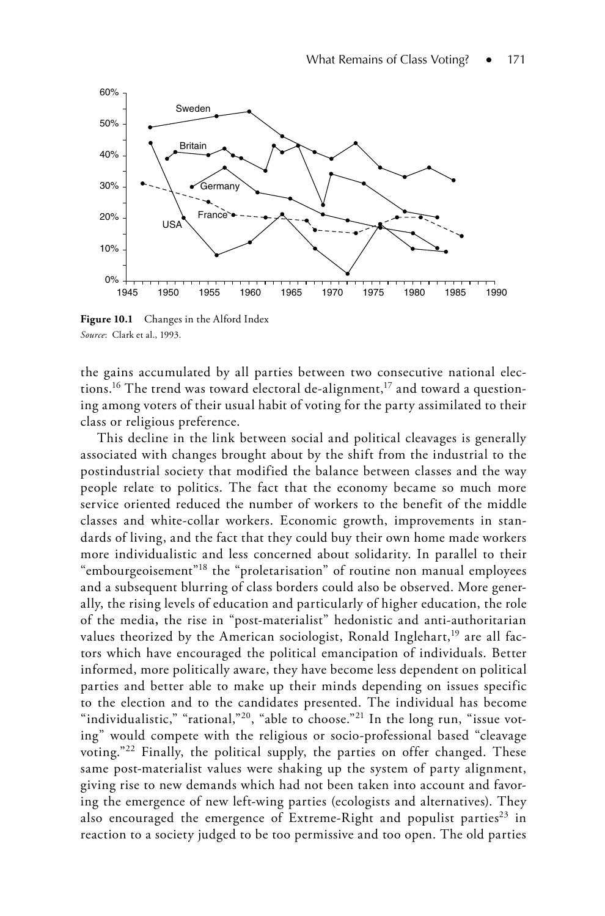60%
50%
40%
30%
20%
10%
0%
1945 1950 1955 1960 1965 1970 1975 1980 1985 1990

Sweden
Britain
Germany
France
USA

**Figure 10.1** Changes in the Alford Index
*Source*: Clark et al., 1993.

the gains accumulated by all parties between two consecutive national elections.[16] The trend was toward electoral de-alignment,[17] and toward a questioning among voters of their usual habit of voting for the party assimilated to their class or religious preference.

This decline in the link between social and political cleavages is generally associated with changes brought about by the shift from the industrial to the postindustrial society that modified the balance between classes and the way people relate to politics. The fact that the economy became so much more service oriented reduced the number of workers to the benefit of the middle classes and white-collar workers. Economic growth, improvements in standards of living, and the fact that they could buy their own home made workers more individualistic and less concerned about solidarity. In parallel to their "embourgeoisement"[18] the "proletarisation" of routine non manual employees and a subsequent blurring of class borders could also be observed. More generally, the rising levels of education and particularly of higher education, the role of the media, the rise in "post-materialist" hedonistic and anti-authoritarian values theorized by the American sociologist, Ronald Inglehart,[19] are all factors which have encouraged the political emancipation of individuals. Better informed, more politically aware, they have become less dependent on political parties and better able to make up their minds depending on issues specific to the election and to the candidates presented. The individual has become "individualistic," "rational,"[20], "able to choose."[21] In the long run, "issue voting" would compete with the religious or socio-professional based "cleavage voting."[22] Finally, the political supply, the parties on offer changed. These same post-materialist values were shaking up the system of party alignment, giving rise to new demands which had not been taken into account and favoring the emergence of new left-wing parties (ecologists and alternatives). They also encouraged the emergence of Extreme-Right and populist parties[23] in reaction to a society judged to be too permissive and too open. The old parties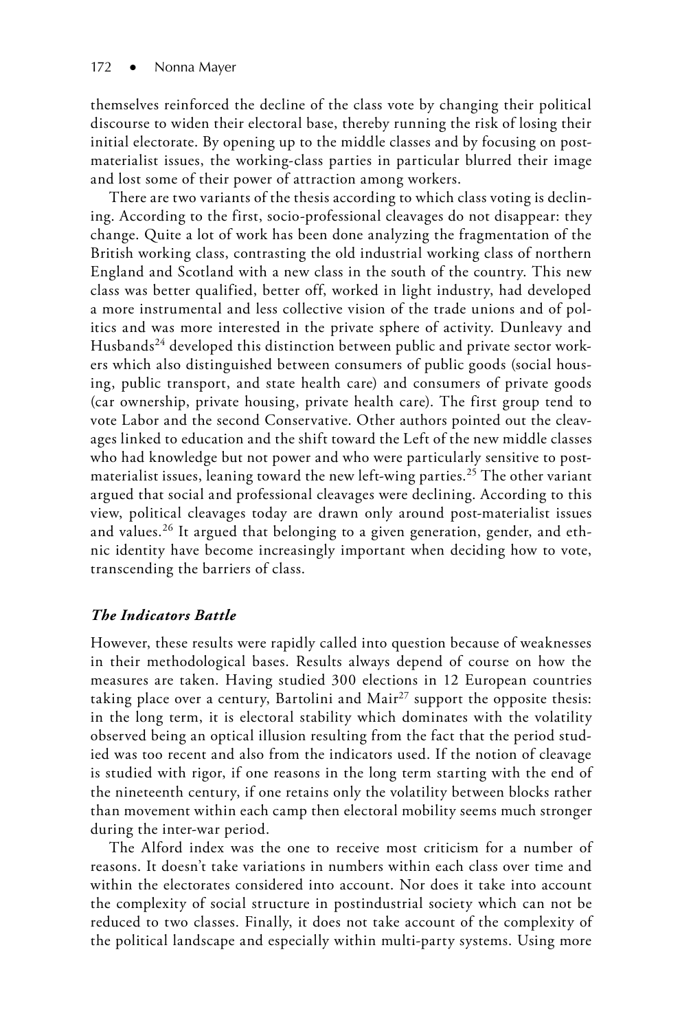themselves reinforced the decline of the class vote by changing their political discourse to widen their electoral base, thereby running the risk of losing their initial electorate. By opening up to the middle classes and by focusing on post-materialist issues, the working-class parties in particular blurred their image and lost some of their power of attraction among workers.

There are two variants of the thesis according to which class voting is declining. According to the first, socio-professional cleavages do not disappear: they change. Quite a lot of work has been done analyzing the fragmentation of the British working class, contrasting the old industrial working class of northern England and Scotland with a new class in the south of the country. This new class was better qualified, better off, worked in light industry, had developed a more instrumental and less collective vision of the trade unions and of politics and was more interested in the private sphere of activity. Dunleavy and Husbands[24] developed this distinction between public and private sector workers which also distinguished between consumers of public goods (social housing, public transport, and state health care) and consumers of private goods (car ownership, private housing, private health care). The first group tend to vote Labor and the second Conservative. Other authors pointed out the cleavages linked to education and the shift toward the Left of the new middle classes who had knowledge but not power and who were particularly sensitive to post-materialist issues, leaning toward the new left-wing parties.[25] The other variant argued that social and professional cleavages were declining. According to this view, political cleavages today are drawn only around post-materialist issues and values.[26] It argued that belonging to a given generation, gender, and ethnic identity have become increasingly important when deciding how to vote, transcending the barriers of class.

### *The Indicators Battle*

However, these results were rapidly called into question because of weaknesses in their methodological bases. Results always depend of course on how the measures are taken. Having studied 300 elections in 12 European countries taking place over a century, Bartolini and Mair[27] support the opposite thesis: in the long term, it is electoral stability which dominates with the volatility observed being an optical illusion resulting from the fact that the period studied was too recent and also from the indicators used. If the notion of cleavage is studied with rigor, if one reasons in the long term starting with the end of the nineteenth century, if one retains only the volatility between blocks rather than movement within each camp then electoral mobility seems much stronger during the inter-war period.

The Alford index was the one to receive most criticism for a number of reasons. It doesn't take variations in numbers within each class over time and within the electorates considered into account. Nor does it take into account the complexity of social structure in postindustrial society which can not be reduced to two classes. Finally, it does not take account of the complexity of the political landscape and especially within multi-party systems. Using more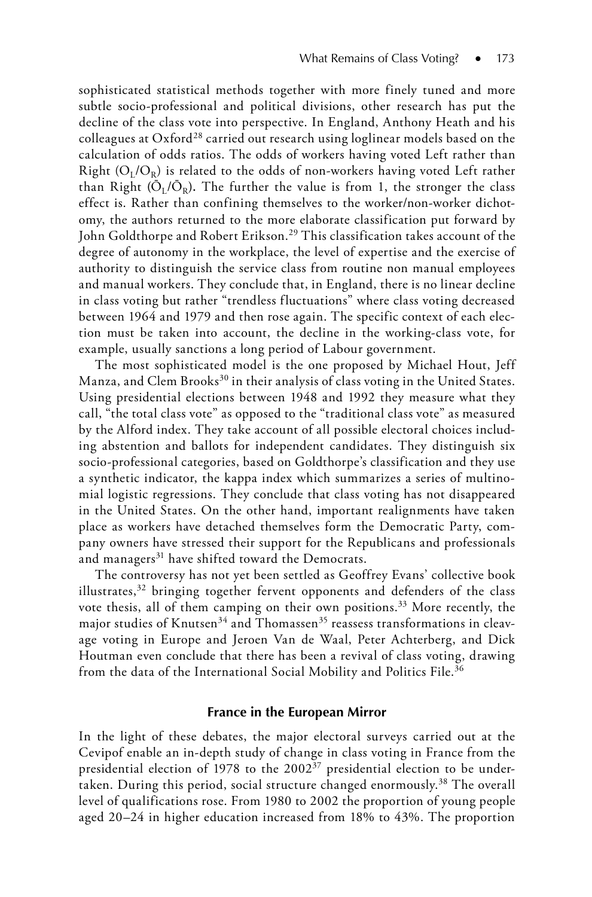sophisticated statistical methods together with more finely tuned and more subtle socio-professional and political divisions, other research has put the decline of the class vote into perspective. In England, Anthony Heath and his colleagues at Oxford[28] carried out research using loglinear models based on the calculation of odds ratios. The odds of workers having voted Left rather than Right ($O_L/O_R$) is related to the odds of non-workers having voted Left rather than Right ($\bar{O}_L/\bar{O}_R$). The further the value is from 1, the stronger the class effect is. Rather than confining themselves to the worker/non-worker dichotomy, the authors returned to the more elaborate classification put forward by John Goldthorpe and Robert Erikson.[29] This classification takes account of the degree of autonomy in the workplace, the level of expertise and the exercise of authority to distinguish the service class from routine non manual employees and manual workers. They conclude that, in England, there is no linear decline in class voting but rather "trendless fluctuations" where class voting decreased between 1964 and 1979 and then rose again. The specific context of each election must be taken into account, the decline in the working-class vote, for example, usually sanctions a long period of Labour government.

The most sophisticated model is the one proposed by Michael Hout, Jeff Manza, and Clem Brooks[30] in their analysis of class voting in the United States. Using presidential elections between 1948 and 1992 they measure what they call, "the total class vote" as opposed to the "traditional class vote" as measured by the Alford index. They take account of all possible electoral choices including abstention and ballots for independent candidates. They distinguish six socio-professional categories, based on Goldthorpe's classification and they use a synthetic indicator, the kappa index which summarizes a series of multinomial logistic regressions. They conclude that class voting has not disappeared in the United States. On the other hand, important realignments have taken place as workers have detached themselves form the Democratic Party, company owners have stressed their support for the Republicans and professionals and managers[31] have shifted toward the Democrats.

The controversy has not yet been settled as Geoffrey Evans' collective book illustrates,[32] bringing together fervent opponents and defenders of the class vote thesis, all of them camping on their own positions.[33] More recently, the major studies of Knutsen[34] and Thomassen[35] reassess transformations in cleavage voting in Europe and Jeroen Van de Waal, Peter Achterberg, and Dick Houtman even conclude that there has been a revival of class voting, drawing from the data of the International Social Mobility and Politics File.[36]

## France in the European Mirror

In the light of these debates, the major electoral surveys carried out at the Cevipof enable an in-depth study of change in class voting in France from the presidential election of 1978 to the 2002[37] presidential election to be undertaken. During this period, social structure changed enormously.[38] The overall level of qualifications rose. From 1980 to 2002 the proportion of young people aged 20–24 in higher education increased from 18% to 43%. The proportion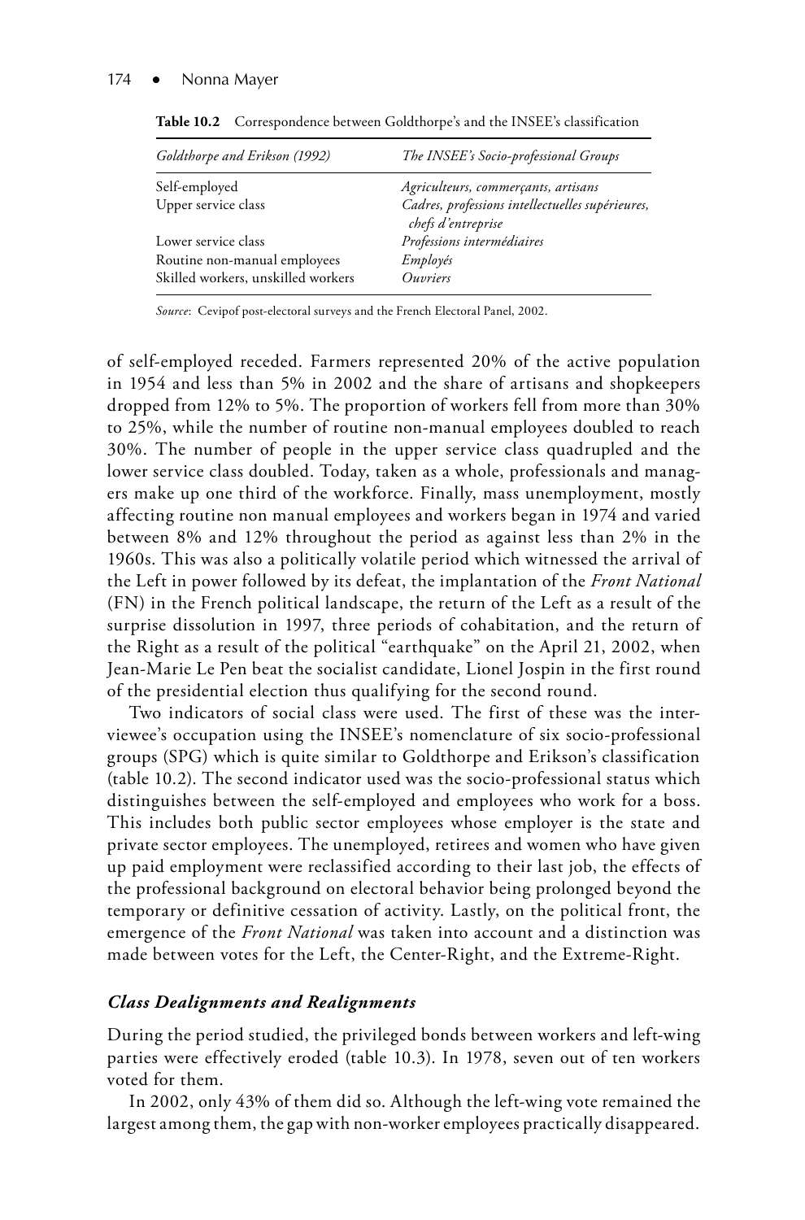**Table 10.2** Correspondence between Goldthorpe's and the INSEE's classification

| *Goldthorpe and Erikson (1992)* | *The INSEE's Socio-professional Groups* |
|---|---|
| Self-employed | *Agriculteurs, commerçants, artisans* |
| Upper service class | *Cadres, professions intellectuelles supérieures, chefs d'entreprise* |
| Lower service class | *Professions intermédiaires* |
| Routine non-manual employees | *Employés* |
| Skilled workers, unskilled workers | *Ouvriers* |

*Source*: Cevipof post-electoral surveys and the French Electoral Panel, 2002.

of self-employed receded. Farmers represented 20% of the active population in 1954 and less than 5% in 2002 and the share of artisans and shopkeepers dropped from 12% to 5%. The proportion of workers fell from more than 30% to 25%, while the number of routine non-manual employees doubled to reach 30%. The number of people in the upper service class quadrupled and the lower service class doubled. Today, taken as a whole, professionals and managers make up one third of the workforce. Finally, mass unemployment, mostly affecting routine non manual employees and workers began in 1974 and varied between 8% and 12% throughout the period as against less than 2% in the 1960s. This was also a politically volatile period which witnessed the arrival of the Left in power followed by its defeat, the implantation of the *Front National* (FN) in the French political landscape, the return of the Left as a result of the surprise dissolution in 1997, three periods of cohabitation, and the return of the Right as a result of the political "earthquake" on the April 21, 2002, when Jean-Marie Le Pen beat the socialist candidate, Lionel Jospin in the first round of the presidential election thus qualifying for the second round.

Two indicators of social class were used. The first of these was the interviewee's occupation using the INSEE's nomenclature of six socio-professional groups (SPG) which is quite similar to Goldthorpe and Erikson's classification (table 10.2). The second indicator used was the socio-professional status which distinguishes between the self-employed and employees who work for a boss. This includes both public sector employees whose employer is the state and private sector employees. The unemployed, retirees and women who have given up paid employment were reclassified according to their last job, the effects of the professional background on electoral behavior being prolonged beyond the temporary or definitive cessation of activity. Lastly, on the political front, the emergence of the *Front National* was taken into account and a distinction was made between votes for the Left, the Center-Right, and the Extreme-Right.

### *Class Dealignments and Realignments*

During the period studied, the privileged bonds between workers and left-wing parties were effectively eroded (table 10.3). In 1978, seven out of ten workers voted for them.

In 2002, only 43% of them did so. Although the left-wing vote remained the largest among them, the gap with non-worker employees practically disappeared.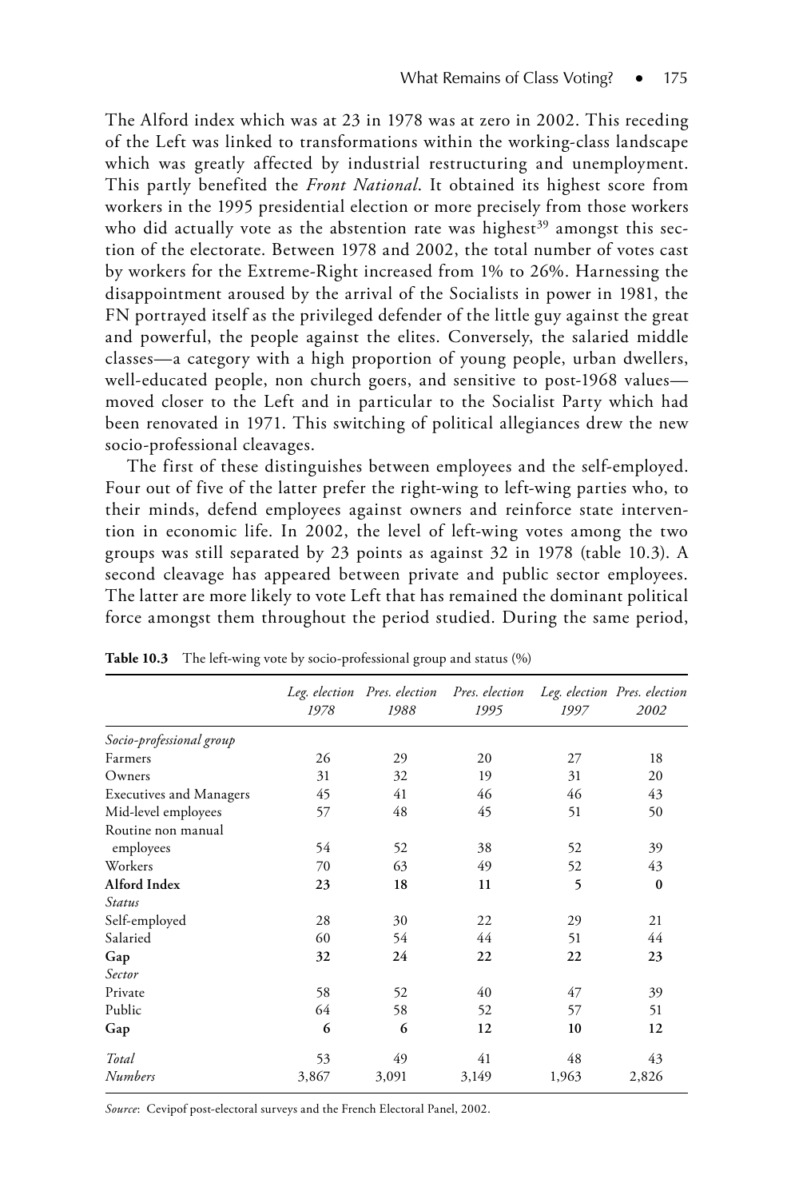The Alford index which was at 23 in 1978 was at zero in 2002. This receding of the Left was linked to transformations within the working-class landscape which was greatly affected by industrial restructuring and unemployment. This partly benefited the *Front National*. It obtained its highest score from workers in the 1995 presidential election or more precisely from those workers who did actually vote as the abstention rate was highest[39] amongst this section of the electorate. Between 1978 and 2002, the total number of votes cast by workers for the Extreme-Right increased from 1% to 26%. Harnessing the disappointment aroused by the arrival of the Socialists in power in 1981, the FN portrayed itself as the privileged defender of the little guy against the great and powerful, the people against the elites. Conversely, the salaried middle classes—a category with a high proportion of young people, urban dwellers, well-educated people, non church goers, and sensitive to post-1968 values—moved closer to the Left and in particular to the Socialist Party which had been renovated in 1971. This switching of political allegiances drew the new socio-professional cleavages.

The first of these distinguishes between employees and the self-employed. Four out of five of the latter prefer the right-wing to left-wing parties who, to their minds, defend employees against owners and reinforce state intervention in economic life. In 2002, the level of left-wing votes among the two groups was still separated by 23 points as against 32 in 1978 (table 10.3). A second cleavage has appeared between private and public sector employees. The latter are more likely to vote Left that has remained the dominant political force amongst them throughout the period studied. During the same period,

**Table 10.3** The left-wing vote by socio-professional group and status (%)

| | *Leg. election 1978* | *Pres. election 1988* | *Pres. election 1995* | *Leg. election 1997* | *Pres. election 2002* |
|---|---|---|---|---|---|
| *Socio-professional group* | | | | | |
| Farmers | 26 | 29 | 20 | 27 | 18 |
| Owners | 31 | 32 | 19 | 31 | 20 |
| Executives and Managers | 45 | 41 | 46 | 46 | 43 |
| Mid-level employees | 57 | 48 | 45 | 51 | 50 |
| Routine non manual employees | 54 | 52 | 38 | 52 | 39 |
| Workers | 70 | 63 | 49 | 52 | 43 |
| **Alford Index** | **23** | **18** | **11** | **5** | **0** |
| *Status* | | | | | |
| Self-employed | 28 | 30 | 22 | 29 | 21 |
| Salaried | 60 | 54 | 44 | 51 | 44 |
| **Gap** | **32** | **24** | **22** | **22** | **23** |
| *Sector* | | | | | |
| Private | 58 | 52 | 40 | 47 | 39 |
| Public | 64 | 58 | 52 | 57 | 51 |
| **Gap** | **6** | **6** | **12** | **10** | **12** |
| *Total* | 53 | 49 | 41 | 48 | 43 |
| *Numbers* | 3,867 | 3,091 | 3,149 | 1,963 | 2,826 |

*Source*: Cevipof post-electoral surveys and the French Electoral Panel, 2002.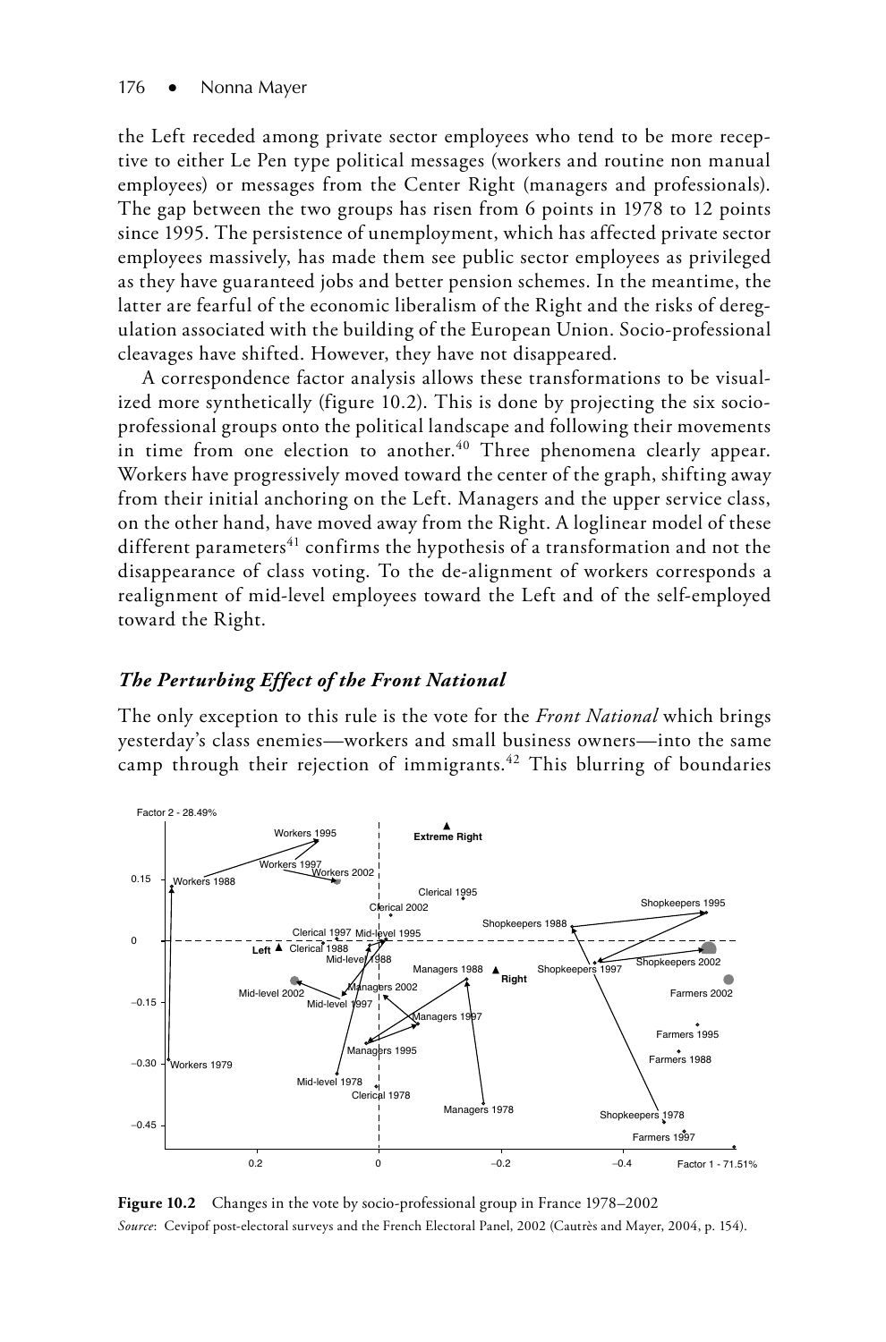the Left receded among private sector employees who tend to be more receptive to either Le Pen type political messages (workers and routine non manual employees) or messages from the Center Right (managers and professionals). The gap between the two groups has risen from 6 points in 1978 to 12 points since 1995. The persistence of unemployment, which has affected private sector employees massively, has made them see public sector employees as privileged as they have guaranteed jobs and better pension schemes. In the meantime, the latter are fearful of the economic liberalism of the Right and the risks of deregulation associated with the building of the European Union. Socio-professional cleavages have shifted. However, they have not disappeared.

A correspondence factor analysis allows these transformations to be visualized more synthetically (figure 10.2). This is done by projecting the six socio-professional groups onto the political landscape and following their movements in time from one election to another.[40] Three phenomena clearly appear. Workers have progressively moved toward the center of the graph, shifting away from their initial anchoring on the Left. Managers and the upper service class, on the other hand, have moved away from the Right. A loglinear model of these different parameters[41] confirms the hypothesis of a transformation and not the disappearance of class voting. To the de-alignment of workers corresponds a realignment of mid-level employees toward the Left and of the self-employed toward the Right.

### *The Perturbing Effect of the Front National*

The only exception to this rule is the vote for the *Front National* which brings yesterday's class enemies—workers and small business owners—into the same camp through their rejection of immigrants.[42] This blurring of boundaries

**Figure 10.2** Changes in the vote by socio-professional group in France 1978–2002

*Source*: Cevipof post-electoral surveys and the French Electoral Panel, 2002 (Cautrès and Mayer, 2004, p. 154).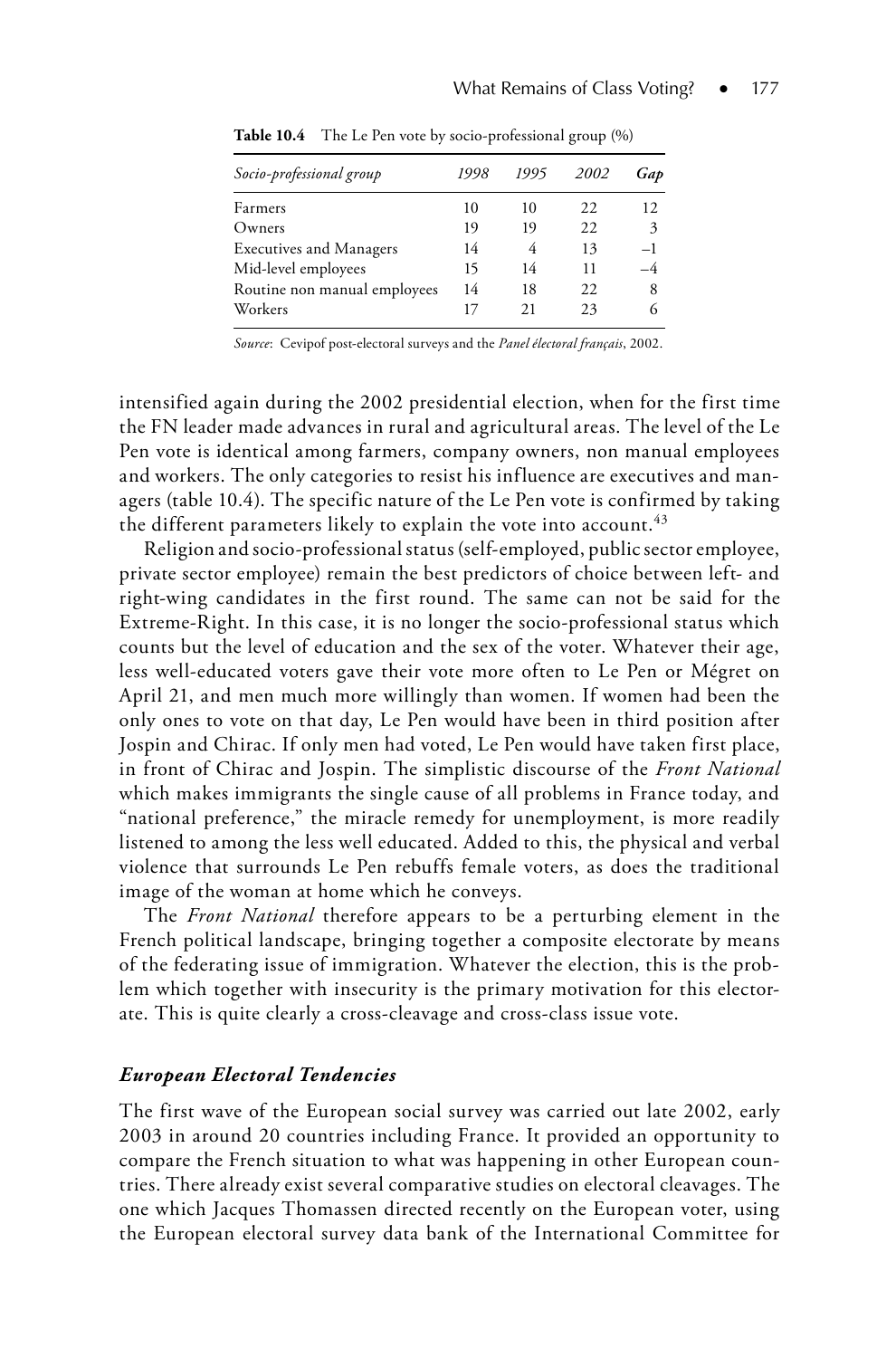**Table 10.4** The Le Pen vote by socio-professional group (%)

| *Socio-professional group* | *1998* | *1995* | *2002* | ***Gap*** |
|---|---|---|---|---|
| Farmers | 10 | 10 | 22 | 12 |
| Owners | 19 | 19 | 22 | 3 |
| Executives and Managers | 14 | 4 | 13 | –1 |
| Mid-level employees | 15 | 14 | 11 | –4 |
| Routine non manual employees | 14 | 18 | 22 | 8 |
| Workers | 17 | 21 | 23 | 6 |

*Source*: Cevipof post-electoral surveys and the *Panel électoral français*, 2002.

intensified again during the 2002 presidential election, when for the first time the FN leader made advances in rural and agricultural areas. The level of the Le Pen vote is identical among farmers, company owners, non manual employees and workers. The only categories to resist his influence are executives and managers (table 10.4). The specific nature of the Le Pen vote is confirmed by taking the different parameters likely to explain the vote into account.[43]

Religion and socio-professional status (self-employed, public sector employee, private sector employee) remain the best predictors of choice between left- and right-wing candidates in the first round. The same can not be said for the Extreme-Right. In this case, it is no longer the socio-professional status which counts but the level of education and the sex of the voter. Whatever their age, less well-educated voters gave their vote more often to Le Pen or Mégret on April 21, and men much more willingly than women. If women had been the only ones to vote on that day, Le Pen would have been in third position after Jospin and Chirac. If only men had voted, Le Pen would have taken first place, in front of Chirac and Jospin. The simplistic discourse of the *Front National* which makes immigrants the single cause of all problems in France today, and "national preference," the miracle remedy for unemployment, is more readily listened to among the less well educated. Added to this, the physical and verbal violence that surrounds Le Pen rebuffs female voters, as does the traditional image of the woman at home which he conveys.

The *Front National* therefore appears to be a perturbing element in the French political landscape, bringing together a composite electorate by means of the federating issue of immigration. Whatever the election, this is the problem which together with insecurity is the primary motivation for this electorate. This is quite clearly a cross-cleavage and cross-class issue vote.

### *European Electoral Tendencies*

The first wave of the European social survey was carried out late 2002, early 2003 in around 20 countries including France. It provided an opportunity to compare the French situation to what was happening in other European countries. There already exist several comparative studies on electoral cleavages. The one which Jacques Thomassen directed recently on the European voter, using the European electoral survey data bank of the International Committee for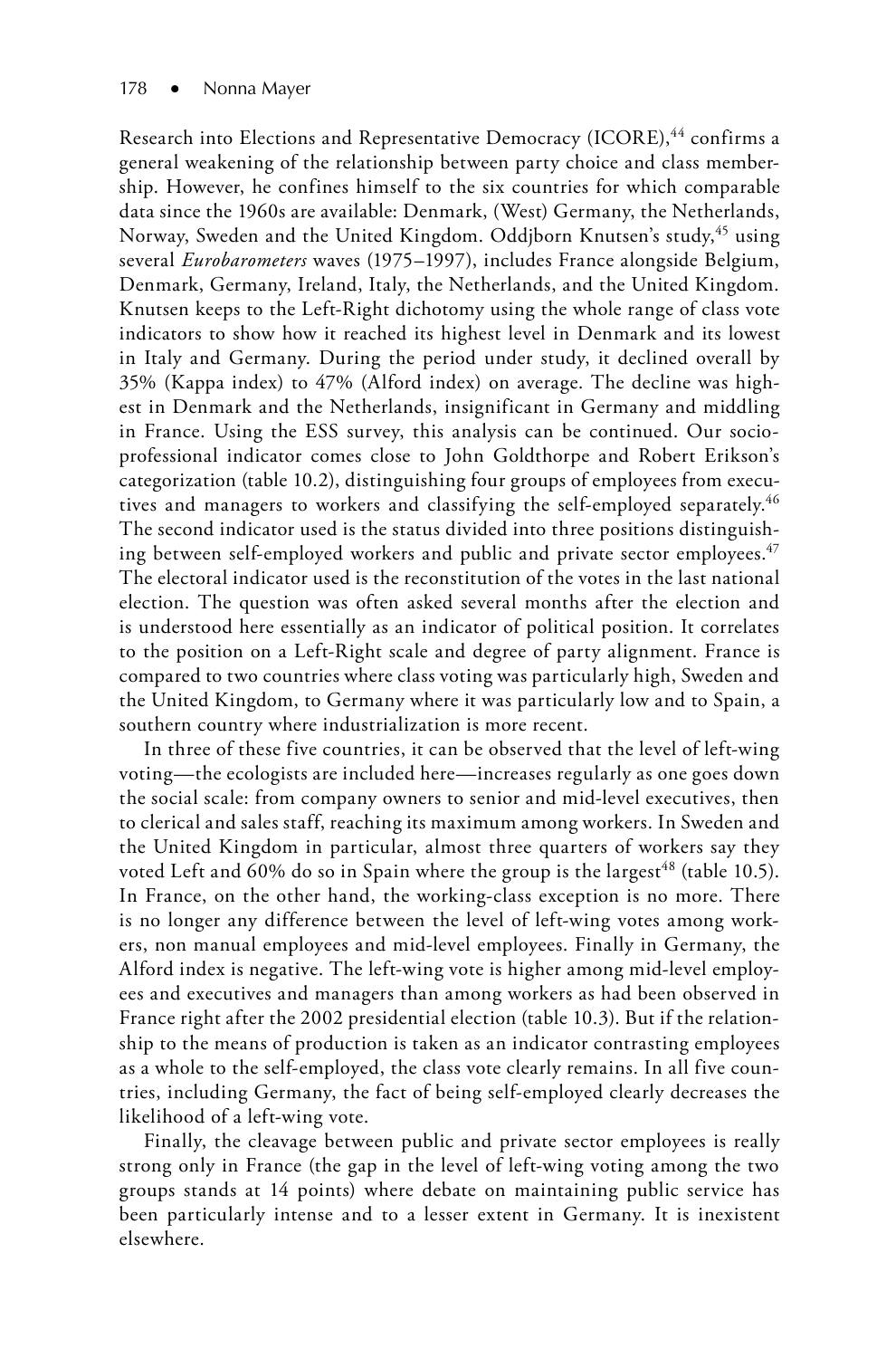Research into Elections and Representative Democracy (ICORE),[44] confirms a general weakening of the relationship between party choice and class membership. However, he confines himself to the six countries for which comparable data since the 1960s are available: Denmark, (West) Germany, the Netherlands, Norway, Sweden and the United Kingdom. Oddjborn Knutsen's study,[45] using several *Eurobarometers* waves (1975–1997), includes France alongside Belgium, Denmark, Germany, Ireland, Italy, the Netherlands, and the United Kingdom. Knutsen keeps to the Left-Right dichotomy using the whole range of class vote indicators to show how it reached its highest level in Denmark and its lowest in Italy and Germany. During the period under study, it declined overall by 35% (Kappa index) to 47% (Alford index) on average. The decline was highest in Denmark and the Netherlands, insignificant in Germany and middling in France. Using the ESS survey, this analysis can be continued. Our socio-professional indicator comes close to John Goldthorpe and Robert Erikson's categorization (table 10.2), distinguishing four groups of employees from executives and managers to workers and classifying the self-employed separately.[46] The second indicator used is the status divided into three positions distinguishing between self-employed workers and public and private sector employees.[47] The electoral indicator used is the reconstitution of the votes in the last national election. The question was often asked several months after the election and is understood here essentially as an indicator of political position. It correlates to the position on a Left-Right scale and degree of party alignment. France is compared to two countries where class voting was particularly high, Sweden and the United Kingdom, to Germany where it was particularly low and to Spain, a southern country where industrialization is more recent.

In three of these five countries, it can be observed that the level of left-wing voting—the ecologists are included here—increases regularly as one goes down the social scale: from company owners to senior and mid-level executives, then to clerical and sales staff, reaching its maximum among workers. In Sweden and the United Kingdom in particular, almost three quarters of workers say they voted Left and 60% do so in Spain where the group is the largest[48] (table 10.5). In France, on the other hand, the working-class exception is no more. There is no longer any difference between the level of left-wing votes among workers, non manual employees and mid-level employees. Finally in Germany, the Alford index is negative. The left-wing vote is higher among mid-level employees and executives and managers than among workers as had been observed in France right after the 2002 presidential election (table 10.3). But if the relationship to the means of production is taken as an indicator contrasting employees as a whole to the self-employed, the class vote clearly remains. In all five countries, including Germany, the fact of being self-employed clearly decreases the likelihood of a left-wing vote.

Finally, the cleavage between public and private sector employees is really strong only in France (the gap in the level of left-wing voting among the two groups stands at 14 points) where debate on maintaining public service has been particularly intense and to a lesser extent in Germany. It is inexistent elsewhere.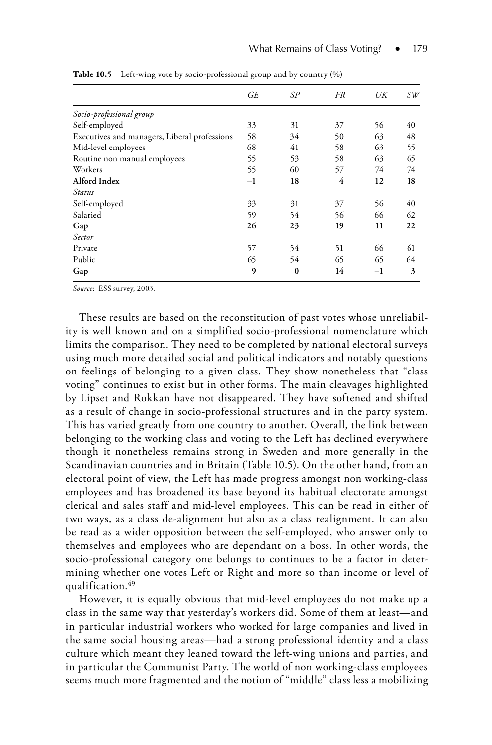**Table 10.5** Left-wing vote by socio-professional group and by country (%)

| | *GE* | *SP* | *FR* | *UK* | *SW* |
|---|---|---|---|---|---|
| *Socio-professional group* | | | | | |
| Self-employed | 33 | 31 | 37 | 56 | 40 |
| Executives and managers, Liberal professions | 58 | 34 | 50 | 63 | 48 |
| Mid-level employees | 68 | 41 | 58 | 63 | 55 |
| Routine non manual employees | 55 | 53 | 58 | 63 | 65 |
| Workers | 55 | 60 | 57 | 74 | 74 |
| **Alford Index** | **–1** | **18** | **4** | **12** | **18** |
| *Status* | | | | | |
| Self-employed | 33 | 31 | 37 | 56 | 40 |
| Salaried | 59 | 54 | 56 | 66 | 62 |
| **Gap** | **26** | **23** | **19** | **11** | **22** |
| *Sector* | | | | | |
| Private | 57 | 54 | 51 | 66 | 61 |
| Public | 65 | 54 | 65 | 65 | 64 |
| **Gap** | **9** | **0** | **14** | **–1** | **3** |

*Source*: ESS survey, 2003.

These results are based on the reconstitution of past votes whose unreliability is well known and on a simplified socio-professional nomenclature which limits the comparison. They need to be completed by national electoral surveys using much more detailed social and political indicators and notably questions on feelings of belonging to a given class. They show nonetheless that "class voting" continues to exist but in other forms. The main cleavages highlighted by Lipset and Rokkan have not disappeared. They have softened and shifted as a result of change in socio-professional structures and in the party system. This has varied greatly from one country to another. Overall, the link between belonging to the working class and voting to the Left has declined everywhere though it nonetheless remains strong in Sweden and more generally in the Scandinavian countries and in Britain (Table 10.5). On the other hand, from an electoral point of view, the Left has made progress amongst non working-class employees and has broadened its base beyond its habitual electorate amongst clerical and sales staff and mid-level employees. This can be read in either of two ways, as a class de-alignment but also as a class realignment. It can also be read as a wider opposition between the self-employed, who answer only to themselves and employees who are dependant on a boss. In other words, the socio-professional category one belongs to continues to be a factor in determining whether one votes Left or Right and more so than income or level of qualification.[49]

However, it is equally obvious that mid-level employees do not make up a class in the same way that yesterday's workers did. Some of them at least—and in particular industrial workers who worked for large companies and lived in the same social housing areas—had a strong professional identity and a class culture which meant they leaned toward the left-wing unions and parties, and in particular the Communist Party. The world of non working-class employees seems much more fragmented and the notion of "middle" class less a mobilizing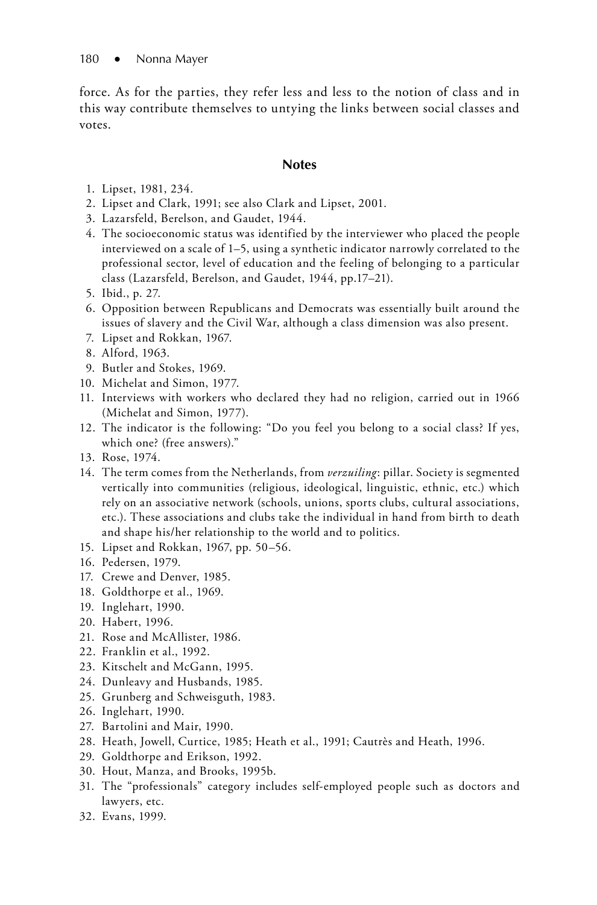force. As for the parties, they refer less and less to the notion of class and in this way contribute themselves to untying the links between social classes and votes.

## Notes

1. Lipset, 1981, 234.
2. Lipset and Clark, 1991; see also Clark and Lipset, 2001.
3. Lazarsfeld, Berelson, and Gaudet, 1944.
4. The socioeconomic status was identified by the interviewer who placed the people interviewed on a scale of 1–5, using a synthetic indicator narrowly correlated to the professional sector, level of education and the feeling of belonging to a particular class (Lazarsfeld, Berelson, and Gaudet, 1944, pp.17–21).
5. Ibid., p. 27.
6. Opposition between Republicans and Democrats was essentially built around the issues of slavery and the Civil War, although a class dimension was also present.
7. Lipset and Rokkan, 1967.
8. Alford, 1963.
9. Butler and Stokes, 1969.
10. Michelat and Simon, 1977.
11. Interviews with workers who declared they had no religion, carried out in 1966 (Michelat and Simon, 1977).
12. The indicator is the following: "Do you feel you belong to a social class? If yes, which one? (free answers)."
13. Rose, 1974.
14. The term comes from the Netherlands, from *verzuiling*: pillar. Society is segmented vertically into communities (religious, ideological, linguistic, ethnic, etc.) which rely on an associative network (schools, unions, sports clubs, cultural associations, etc.). These associations and clubs take the individual in hand from birth to death and shape his/her relationship to the world and to politics.
15. Lipset and Rokkan, 1967, pp. 50–56.
16. Pedersen, 1979.
17. Crewe and Denver, 1985.
18. Goldthorpe et al., 1969.
19. Inglehart, 1990.
20. Habert, 1996.
21. Rose and McAllister, 1986.
22. Franklin et al., 1992.
23. Kitschelt and McGann, 1995.
24. Dunleavy and Husbands, 1985.
25. Grunberg and Schweisguth, 1983.
26. Inglehart, 1990.
27. Bartolini and Mair, 1990.
28. Heath, Jowell, Curtice, 1985; Heath et al., 1991; Cautrès and Heath, 1996.
29. Goldthorpe and Erikson, 1992.
30. Hout, Manza, and Brooks, 1995b.
31. The "professionals" category includes self-employed people such as doctors and lawyers, etc.
32. Evans, 1999.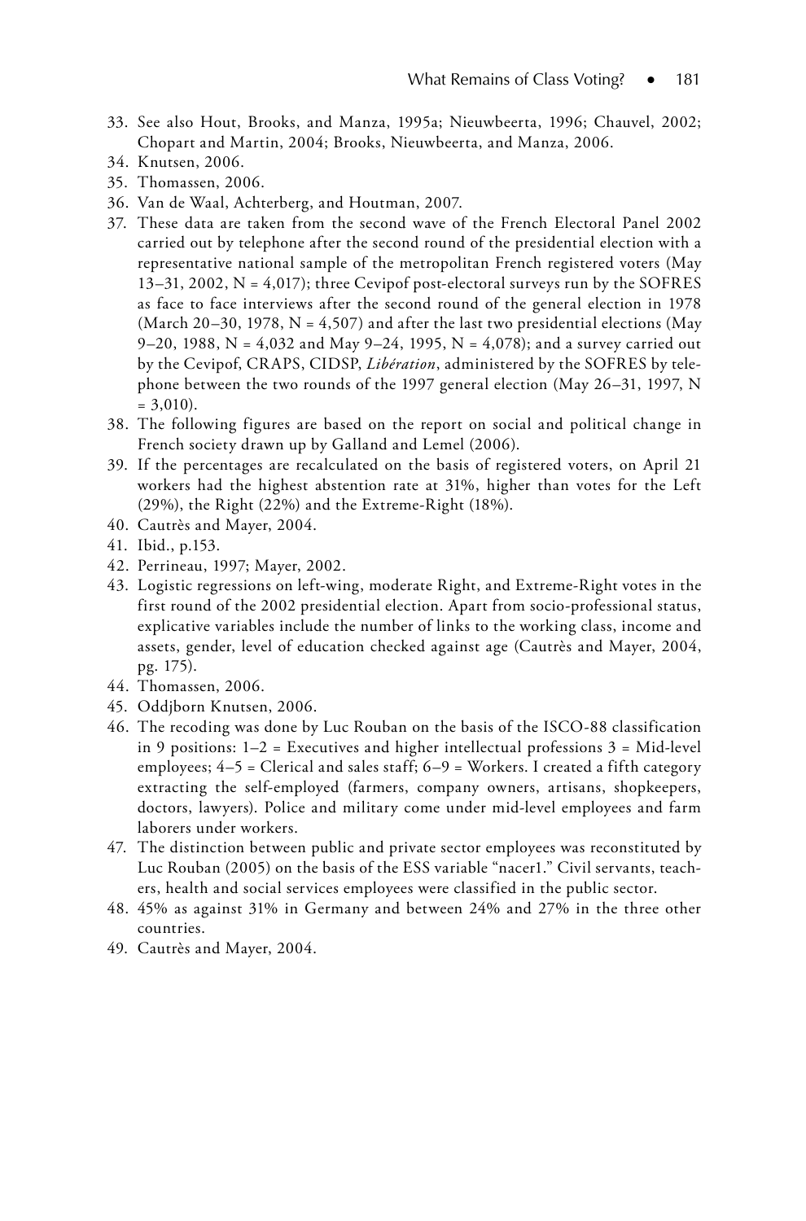33. See also Hout, Brooks, and Manza, 1995a; Nieuwbeerta, 1996; Chauvel, 2002; Chopart and Martin, 2004; Brooks, Nieuwbeerta, and Manza, 2006.
34. Knutsen, 2006.
35. Thomassen, 2006.
36. Van de Waal, Achterberg, and Houtman, 2007.
37. These data are taken from the second wave of the French Electoral Panel 2002 carried out by telephone after the second round of the presidential election with a representative national sample of the metropolitan French registered voters (May 13–31, 2002, N = 4,017); three Cevipof post-electoral surveys run by the SOFRES as face to face interviews after the second round of the general election in 1978 (March 20–30, 1978, N = 4,507) and after the last two presidential elections (May 9–20, 1988, N = 4,032 and May 9–24, 1995, N = 4,078); and a survey carried out by the Cevipof, CRAPS, CIDSP, *Libération*, administered by the SOFRES by telephone between the two rounds of the 1997 general election (May 26–31, 1997, N = 3,010).
38. The following figures are based on the report on social and political change in French society drawn up by Galland and Lemel (2006).
39. If the percentages are recalculated on the basis of registered voters, on April 21 workers had the highest abstention rate at 31%, higher than votes for the Left (29%), the Right (22%) and the Extreme-Right (18%).
40. Cautrès and Mayer, 2004.
41. Ibid., p.153.
42. Perrineau, 1997; Mayer, 2002.
43. Logistic regressions on left-wing, moderate Right, and Extreme-Right votes in the first round of the 2002 presidential election. Apart from socio-professional status, explicative variables include the number of links to the working class, income and assets, gender, level of education checked against age (Cautrès and Mayer, 2004, pg. 175).
44. Thomassen, 2006.
45. Oddjborn Knutsen, 2006.
46. The recoding was done by Luc Rouban on the basis of the ISCO-88 classification in 9 positions: 1–2 = Executives and higher intellectual professions 3 = Mid-level employees; 4–5 = Clerical and sales staff; 6–9 = Workers. I created a fifth category extracting the self-employed (farmers, company owners, artisans, shopkeepers, doctors, lawyers). Police and military come under mid-level employees and farm laborers under workers.
47. The distinction between public and private sector employees was reconstituted by Luc Rouban (2005) on the basis of the ESS variable "nacer1." Civil servants, teachers, health and social services employees were classified in the public sector.
48. 45% as against 31% in Germany and between 24% and 27% in the three other countries.
49. Cautrès and Mayer, 2004.